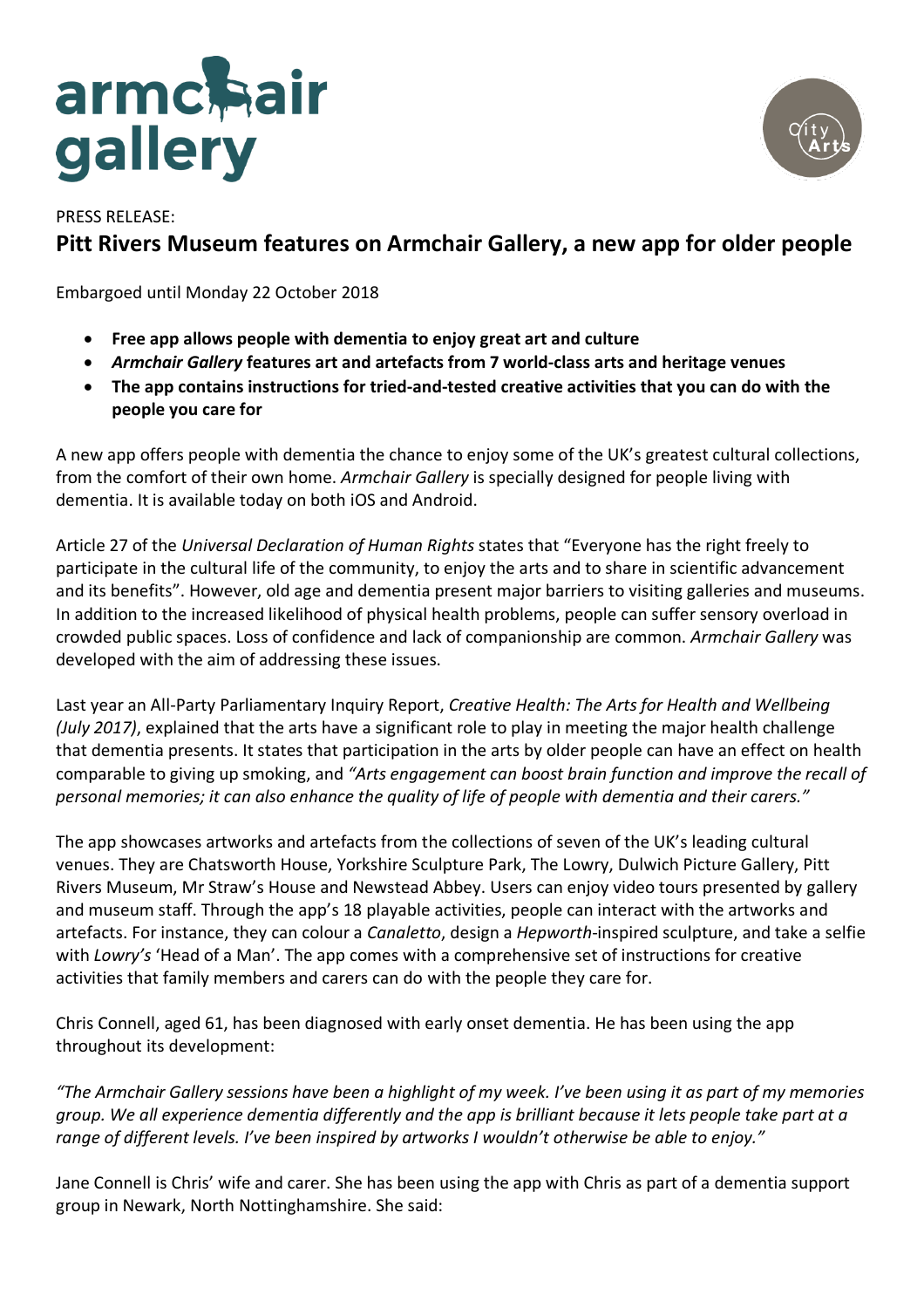PRESS RELEASE:

# Pitt Rivers Museum features on Armchair Gallery, a new app for older people

Embargoed until Monday 22 October 2018

- **Free app allows people with dementia to enjoy great art and culture**
- ***Armchair Gallery* features art and artefacts from 7 world-class arts and heritage venues**
- **The app contains instructions for tried-and-tested creative activities that you can do with the people you care for**

A new app offers people with dementia the chance to enjoy some of the UK's greatest cultural collections, from the comfort of their own home. *Armchair Gallery* is specially designed for people living with dementia. It is available today on both iOS and Android.

Article 27 of the *Universal Declaration of Human Rights* states that "Everyone has the right freely to participate in the cultural life of the community, to enjoy the arts and to share in scientific advancement and its benefits". However, old age and dementia present major barriers to visiting galleries and museums. In addition to the increased likelihood of physical health problems, people can suffer sensory overload in crowded public spaces. Loss of confidence and lack of companionship are common. *Armchair Gallery* was developed with the aim of addressing these issues.

Last year an All-Party Parliamentary Inquiry Report, *Creative Health: The Arts for Health and Wellbeing (July 2017)*, explained that the arts have a significant role to play in meeting the major health challenge that dementia presents. It states that participation in the arts by older people can have an effect on health comparable to giving up smoking, and *"Arts engagement can boost brain function and improve the recall of personal memories; it can also enhance the quality of life of people with dementia and their carers."*

The app showcases artworks and artefacts from the collections of seven of the UK's leading cultural venues. They are Chatsworth House, Yorkshire Sculpture Park, The Lowry, Dulwich Picture Gallery, Pitt Rivers Museum, Mr Straw's House and Newstead Abbey. Users can enjoy video tours presented by gallery and museum staff. Through the app's 18 playable activities, people can interact with the artworks and artefacts. For instance, they can colour a *Canaletto*, design a *Hepworth*-inspired sculpture, and take a selfie with *Lowry's* 'Head of a Man'. The app comes with a comprehensive set of instructions for creative activities that family members and carers can do with the people they care for.

Chris Connell, aged 61, has been diagnosed with early onset dementia. He has been using the app throughout its development:

*"The Armchair Gallery sessions have been a highlight of my week. I've been using it as part of my memories group. We all experience dementia differently and the app is brilliant because it lets people take part at a range of different levels. I've been inspired by artworks I wouldn't otherwise be able to enjoy."*

Jane Connell is Chris' wife and carer. She has been using the app with Chris as part of a dementia support group in Newark, North Nottinghamshire. She said: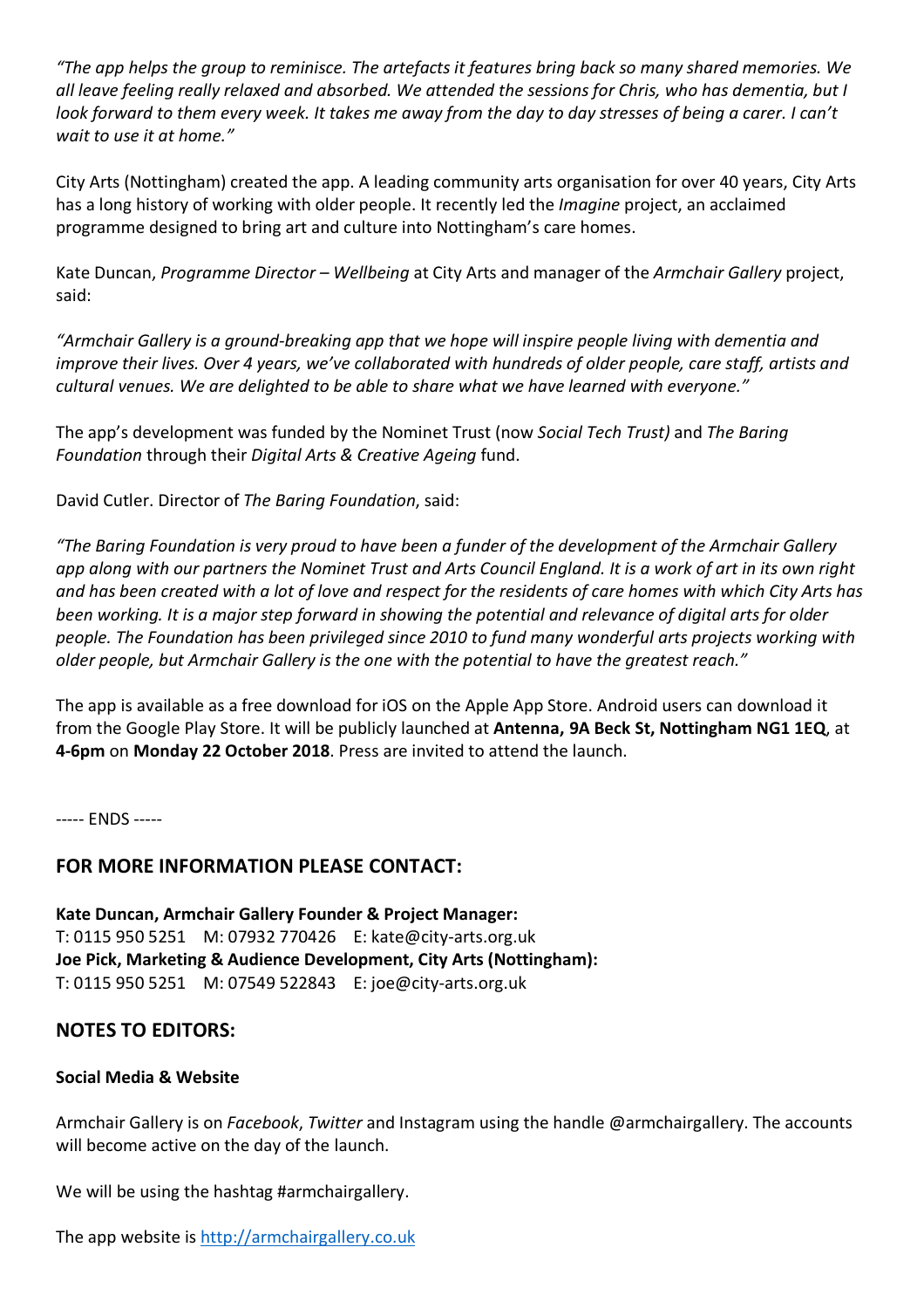*"The app helps the group to reminisce. The artefacts it features bring back so many shared memories. We all leave feeling really relaxed and absorbed. We attended the sessions for Chris, who has dementia, but I look forward to them every week. It takes me away from the day to day stresses of being a carer. I can't wait to use it at home."*

City Arts (Nottingham) created the app. A leading community arts organisation for over 40 years, City Arts has a long history of working with older people. It recently led the *Imagine* project, an acclaimed programme designed to bring art and culture into Nottingham's care homes.

Kate Duncan, *Programme Director – Wellbeing* at City Arts and manager of the *Armchair Gallery* project, said:

*"Armchair Gallery is a ground-breaking app that we hope will inspire people living with dementia and improve their lives. Over 4 years, we've collaborated with hundreds of older people, care staff, artists and cultural venues. We are delighted to be able to share what we have learned with everyone."*

The app's development was funded by the Nominet Trust (now *Social Tech Trust)* and *The Baring Foundation* through their *Digital Arts & Creative Ageing* fund.

David Cutler. Director of *The Baring Foundation*, said:

*"The Baring Foundation is very proud to have been a funder of the development of the Armchair Gallery app along with our partners the Nominet Trust and Arts Council England. It is a work of art in its own right and has been created with a lot of love and respect for the residents of care homes with which City Arts has been working. It is a major step forward in showing the potential and relevance of digital arts for older people. The Foundation has been privileged since 2010 to fund many wonderful arts projects working with older people, but Armchair Gallery is the one with the potential to have the greatest reach."*

The app is available as a free download for iOS on the Apple App Store. Android users can download it from the Google Play Store. It will be publicly launched at **Antenna, 9A Beck St, Nottingham NG1 1EQ**, at **4-6pm** on **Monday 22 October 2018**. Press are invited to attend the launch.

----- ENDS -----

## FOR MORE INFORMATION PLEASE CONTACT:

**Kate Duncan, Armchair Gallery Founder & Project Manager:**
T: 0115 950 5251 M: 07932 770426 E: kate@city-arts.org.uk
**Joe Pick, Marketing & Audience Development, City Arts (Nottingham):**
T: 0115 950 5251 M: 07549 522843 E: joe@city-arts.org.uk

## NOTES TO EDITORS:

**Social Media & Website**

Armchair Gallery is on *Facebook*, *Twitter* and Instagram using the handle @armchairgallery. The accounts will become active on the day of the launch.

We will be using the hashtag #armchairgallery.

The app website is [http://armchairgallery.co.uk](http://armchairgallery.co.uk)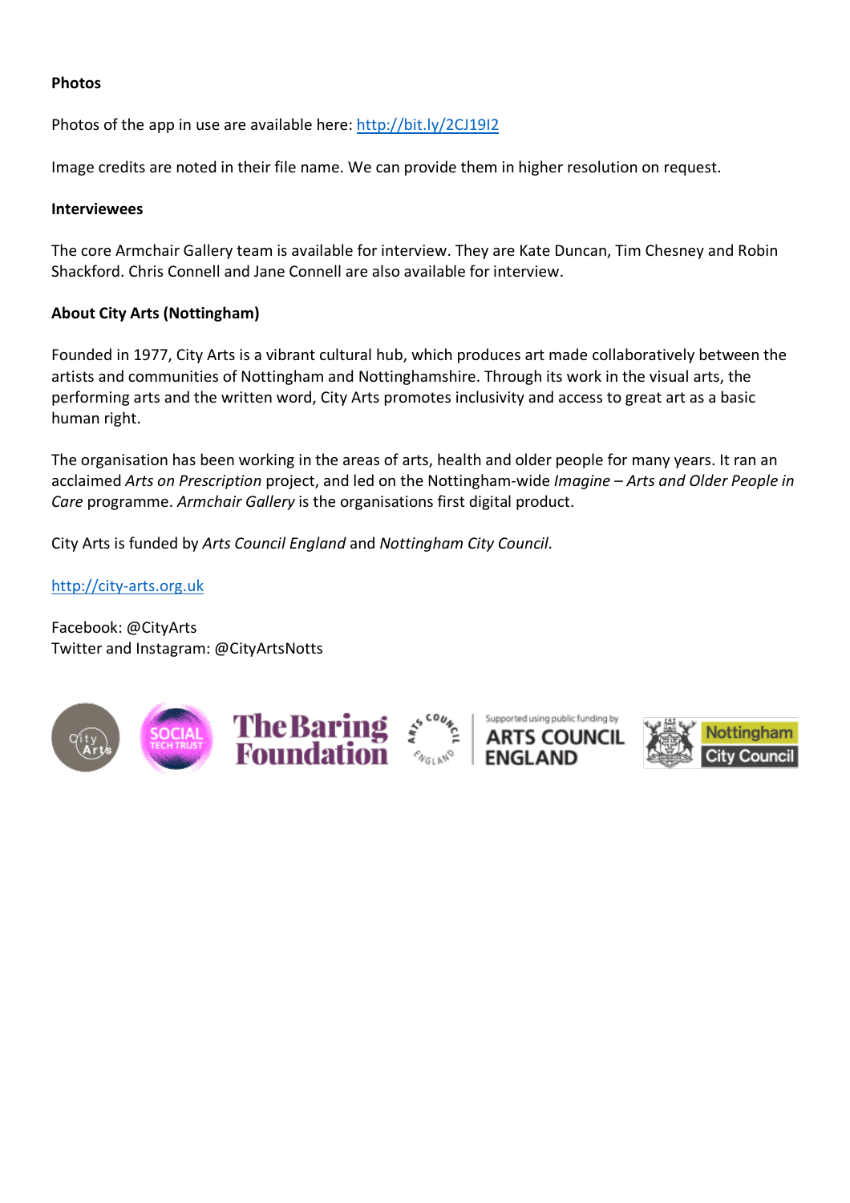**Photos**

Photos of the app in use are available here: http://bit.ly/2CJ19I2

Image credits are noted in their file name. We can provide them in higher resolution on request.

**Interviewees**

The core Armchair Gallery team is available for interview. They are Kate Duncan, Tim Chesney and Robin Shackford. Chris Connell and Jane Connell are also available for interview.

**About City Arts (Nottingham)**

Founded in 1977, City Arts is a vibrant cultural hub, which produces art made collaboratively between the artists and communities of Nottingham and Nottinghamshire. Through its work in the visual arts, the performing arts and the written word, City Arts promotes inclusivity and access to great art as a basic human right.

The organisation has been working in the areas of arts, health and older people for many years. It ran an acclaimed *Arts on Prescription* project, and led on the Nottingham-wide *Imagine – Arts and Older People in Care* programme. *Armchair Gallery* is the organisations first digital product.

City Arts is funded by *Arts Council England* and *Nottingham City Council*.

http://city-arts.org.uk

Facebook: @CityArts
Twitter and Instagram: @CityArtsNotts